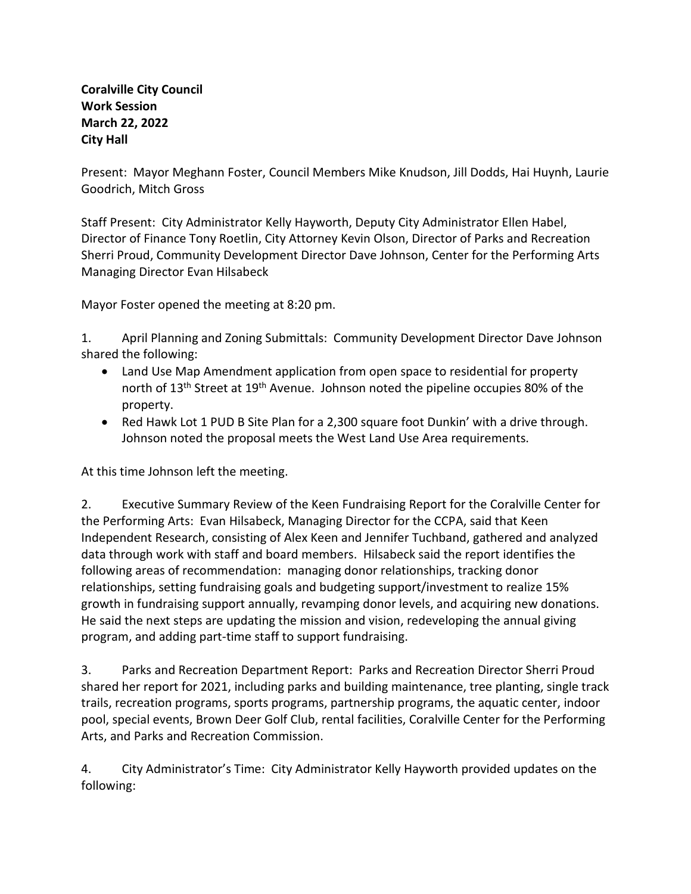**Coralville City Council**
**Work Session**
**March 22, 2022**
**City Hall**

Present: Mayor Meghann Foster, Council Members Mike Knudson, Jill Dodds, Hai Huynh, Laurie Goodrich, Mitch Gross

Staff Present: City Administrator Kelly Hayworth, Deputy City Administrator Ellen Habel, Director of Finance Tony Roetlin, City Attorney Kevin Olson, Director of Parks and Recreation Sherri Proud, Community Development Director Dave Johnson, Center for the Performing Arts Managing Director Evan Hilsabeck

Mayor Foster opened the meeting at 8:20 pm.

1. April Planning and Zoning Submittals: Community Development Director Dave Johnson shared the following:
   - Land Use Map Amendment application from open space to residential for property north of 13th Street at 19th Avenue. Johnson noted the pipeline occupies 80% of the property.
   - Red Hawk Lot 1 PUD B Site Plan for a 2,300 square foot Dunkin' with a drive through. Johnson noted the proposal meets the West Land Use Area requirements.

At this time Johnson left the meeting.

2. Executive Summary Review of the Keen Fundraising Report for the Coralville Center for the Performing Arts: Evan Hilsabeck, Managing Director for the CCPA, said that Keen Independent Research, consisting of Alex Keen and Jennifer Tuchband, gathered and analyzed data through work with staff and board members. Hilsabeck said the report identifies the following areas of recommendation: managing donor relationships, tracking donor relationships, setting fundraising goals and budgeting support/investment to realize 15% growth in fundraising support annually, revamping donor levels, and acquiring new donations. He said the next steps are updating the mission and vision, redeveloping the annual giving program, and adding part-time staff to support fundraising.

3. Parks and Recreation Department Report: Parks and Recreation Director Sherri Proud shared her report for 2021, including parks and building maintenance, tree planting, single track trails, recreation programs, sports programs, partnership programs, the aquatic center, indoor pool, special events, Brown Deer Golf Club, rental facilities, Coralville Center for the Performing Arts, and Parks and Recreation Commission.

4. City Administrator's Time: City Administrator Kelly Hayworth provided updates on the following: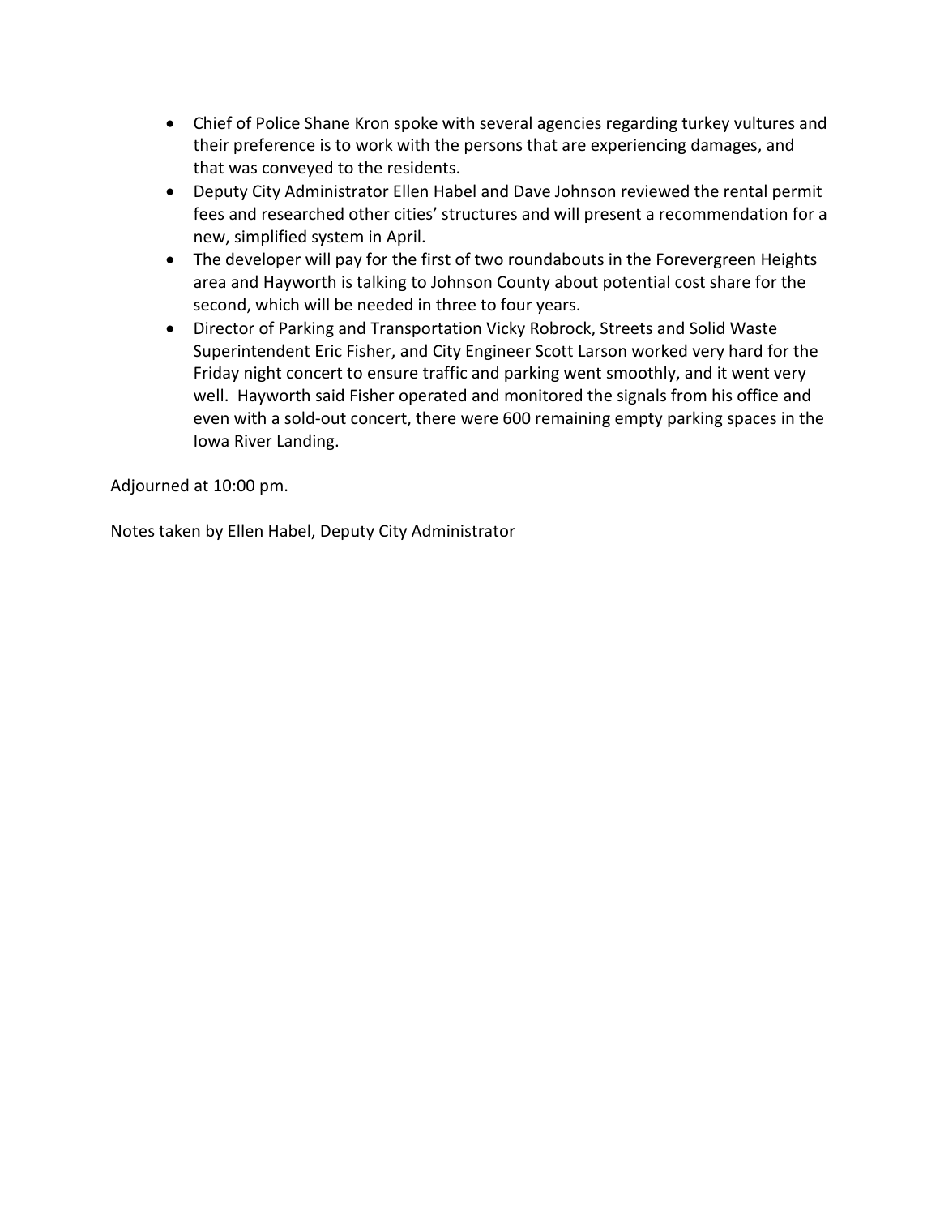- Chief of Police Shane Kron spoke with several agencies regarding turkey vultures and their preference is to work with the persons that are experiencing damages, and that was conveyed to the residents.
- Deputy City Administrator Ellen Habel and Dave Johnson reviewed the rental permit fees and researched other cities' structures and will present a recommendation for a new, simplified system in April.
- The developer will pay for the first of two roundabouts in the Forevergreen Heights area and Hayworth is talking to Johnson County about potential cost share for the second, which will be needed in three to four years.
- Director of Parking and Transportation Vicky Robrock, Streets and Solid Waste Superintendent Eric Fisher, and City Engineer Scott Larson worked very hard for the Friday night concert to ensure traffic and parking went smoothly, and it went very well. Hayworth said Fisher operated and monitored the signals from his office and even with a sold-out concert, there were 600 remaining empty parking spaces in the Iowa River Landing.

Adjourned at 10:00 pm.

Notes taken by Ellen Habel, Deputy City Administrator